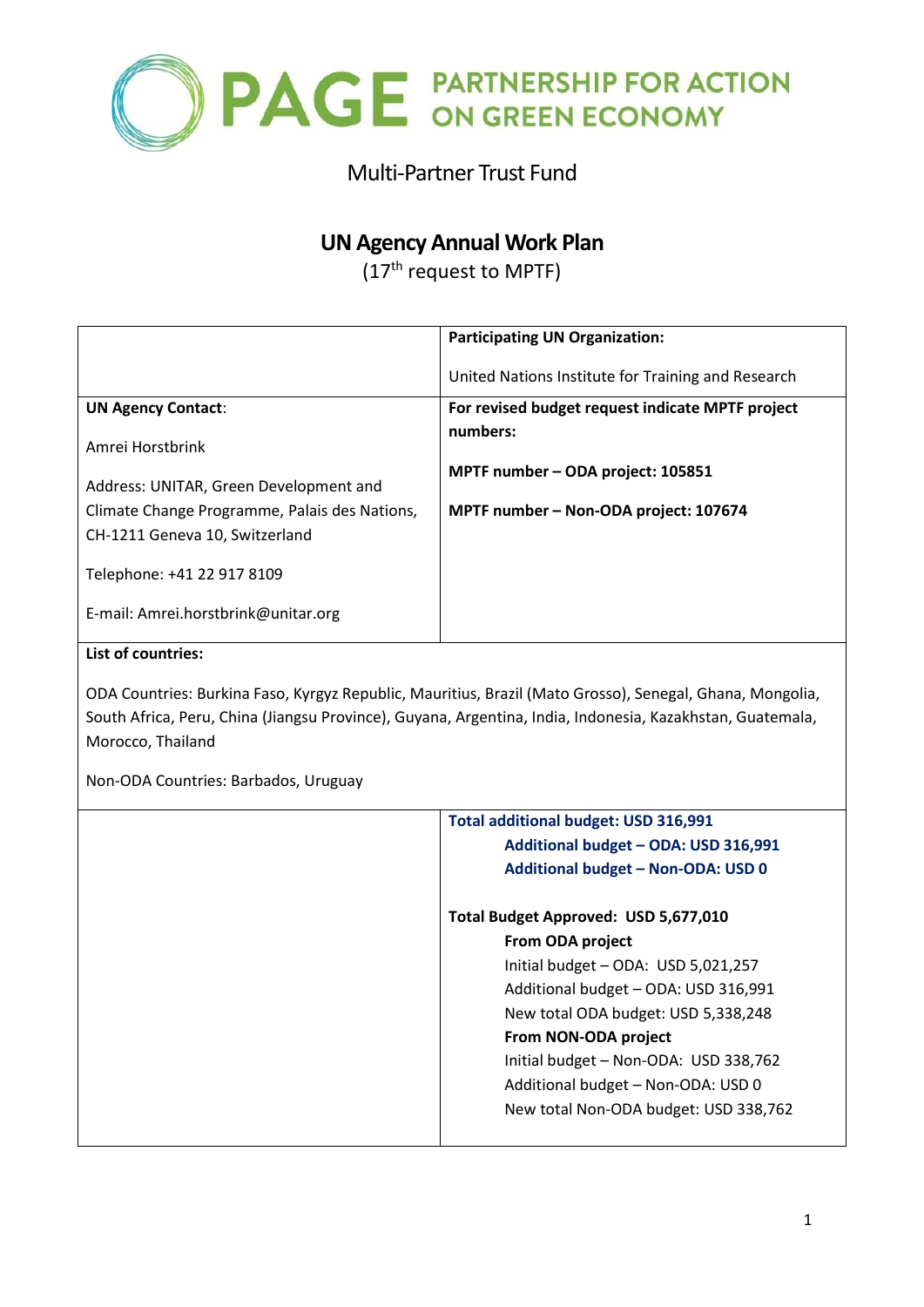PAGE PARTNERSHIP FOR ACTION ON GREEN ECONOMY

Multi-Partner Trust Fund

# UN Agency Annual Work Plan

(17th request to MPTF)

| | **Participating UN Organization:**<br><br>United Nations Institute for Training and Research |
|---|---|
| **UN Agency Contact**:<br><br>Amrei Horstbrink<br><br>Address: UNITAR, Green Development and Climate Change Programme, Palais des Nations, CH-1211 Geneva 10, Switzerland<br><br>Telephone: +41 22 917 8109<br><br>E-mail: Amrei.horstbrink@unitar.org | **For revised budget request indicate MPTF project numbers:**<br><br>**MPTF number – ODA project: 105851**<br><br>**MPTF number – Non-ODA project: 107674** |
| **List of countries:**<br><br>ODA Countries: Burkina Faso, Kyrgyz Republic, Mauritius, Brazil (Mato Grosso), Senegal, Ghana, Mongolia, South Africa, Peru, China (Jiangsu Province), Guyana, Argentina, India, Indonesia, Kazakhstan, Guatemala, Morocco, Thailand<br><br>Non-ODA Countries: Barbados, Uruguay | |
| | **Total additional budget: USD 316,991**<br>**Additional budget – ODA: USD 316,991**<br>**Additional budget – Non-ODA: USD 0**<br><br>**Total Budget Approved: USD 5,677,010**<br>**From ODA project**<br>Initial budget – ODA: USD 5,021,257<br>Additional budget – ODA: USD 316,991<br>New total ODA budget: USD 5,338,248<br>**From NON-ODA project**<br>Initial budget – Non-ODA: USD 338,762<br>Additional budget – Non-ODA: USD 0<br>New total Non-ODA budget: USD 338,762 |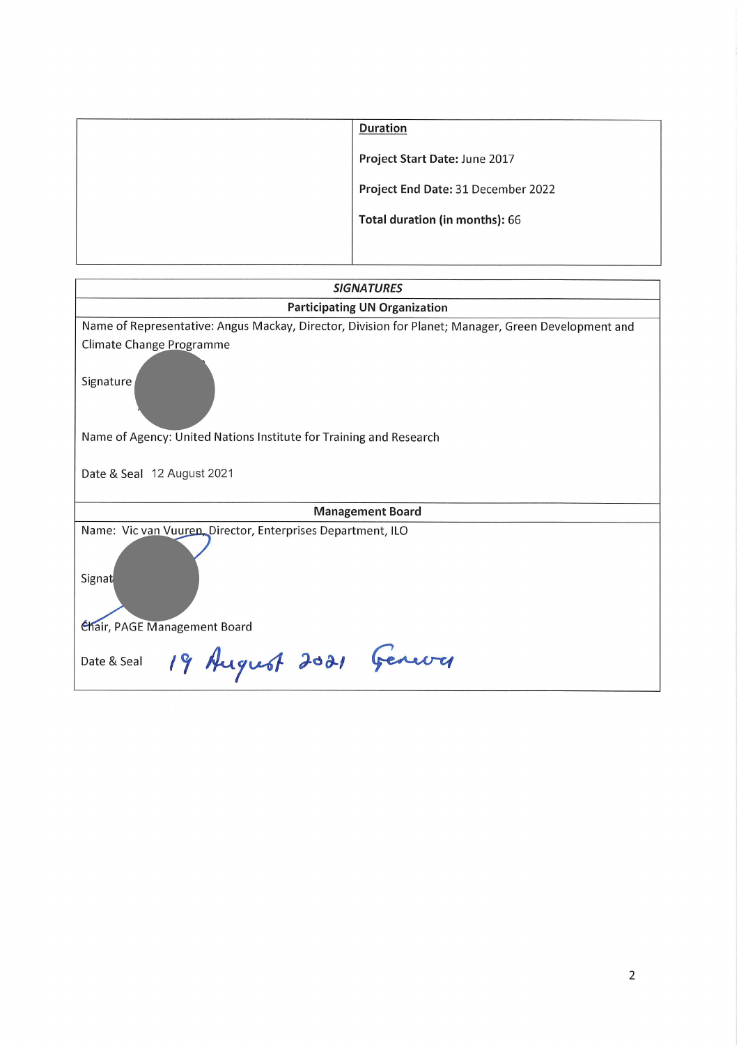| | **Duration** |
|---|---|
| | **Project Start Date:** June 2017<br><br>**Project End Date:** 31 December 2022<br><br>**Total duration (in months):** 66 |

| ***SIGNATURES*** |
|---|
| **Participating UN Organization** |
| Name of Representative: Angus Mackay, Director, Division for Planet; Manager, Green Development and Climate Change Programme<br><br>Signature<br><br>Name of Agency: United Nations Institute for Training and Research<br><br>Date & Seal 12 August 2021 |
| **Management Board** |
| Name: Vic van Vuuren, Director, Enterprises Department, ILO<br><br>Signature<br><br>Chair, PAGE Management Board<br><br>Date & Seal 19 August 2021 Geneva |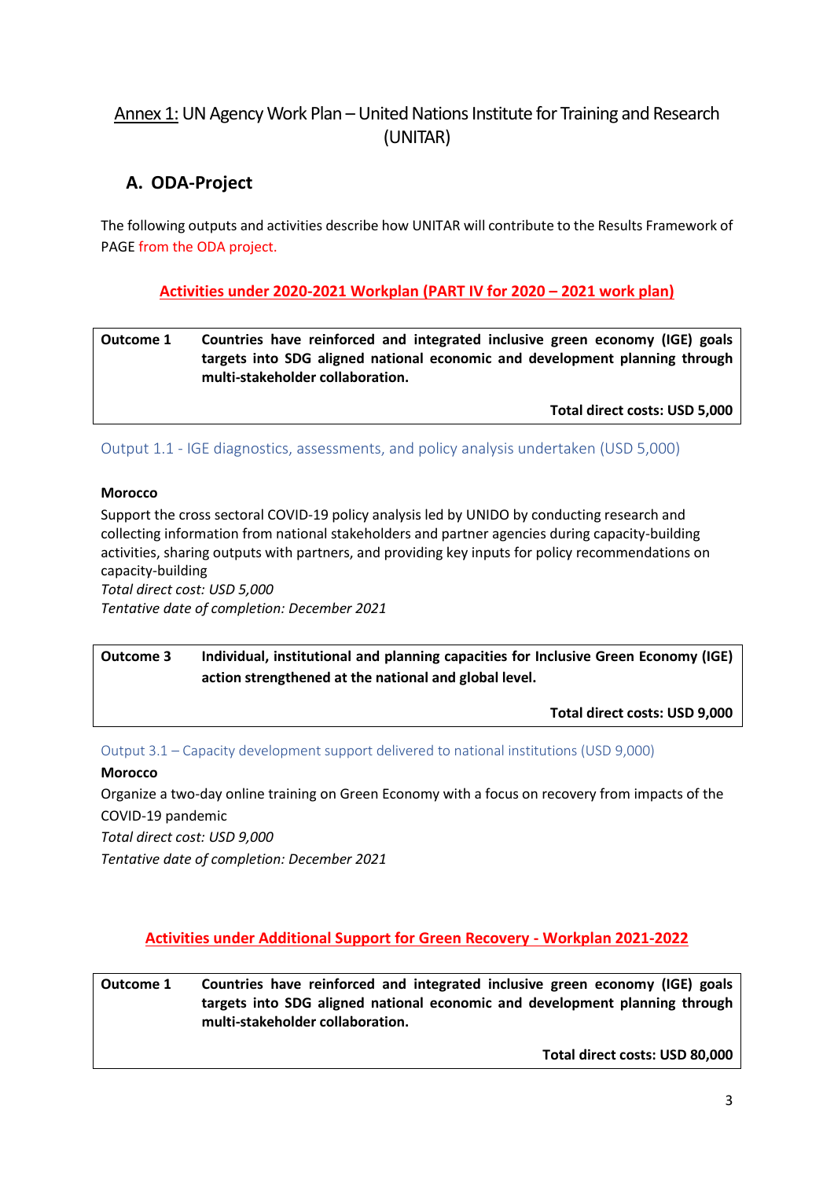## Annex 1: UN Agency Work Plan – United Nations Institute for Training and Research (UNITAR)

### A. ODA-Project

The following outputs and activities describe how UNITAR will contribute to the Results Framework of PAGE from the ODA project.

**Activities under 2020-2021 Workplan (PART IV for 2020 – 2021 work plan)**

| **Outcome 1** | **Countries have reinforced and integrated inclusive green economy (IGE) goals targets into SDG aligned national economic and development planning through multi-stakeholder collaboration.** |
|---|---|
| | **Total direct costs: USD 5,000** |

Output 1.1 - IGE diagnostics, assessments, and policy analysis undertaken (USD 5,000)

**Morocco**

Support the cross sectoral COVID-19 policy analysis led by UNIDO by conducting research and collecting information from national stakeholders and partner agencies during capacity-building activities, sharing outputs with partners, and providing key inputs for policy recommendations on capacity-building

*Total direct cost: USD 5,000*

*Tentative date of completion: December 2021*

| **Outcome 3** | **Individual, institutional and planning capacities for Inclusive Green Economy (IGE) action strengthened at the national and global level.** |
|---|---|
| | **Total direct costs: USD 9,000** |

Output 3.1 – Capacity development support delivered to national institutions (USD 9,000)

**Morocco**

Organize a two-day online training on Green Economy with a focus on recovery from impacts of the COVID-19 pandemic

*Total direct cost: USD 9,000*

*Tentative date of completion: December 2021*

**Activities under Additional Support for Green Recovery - Workplan 2021-2022**

| **Outcome 1** | **Countries have reinforced and integrated inclusive green economy (IGE) goals targets into SDG aligned national economic and development planning through multi-stakeholder collaboration.** |
|---|---|
| | **Total direct costs: USD 80,000** |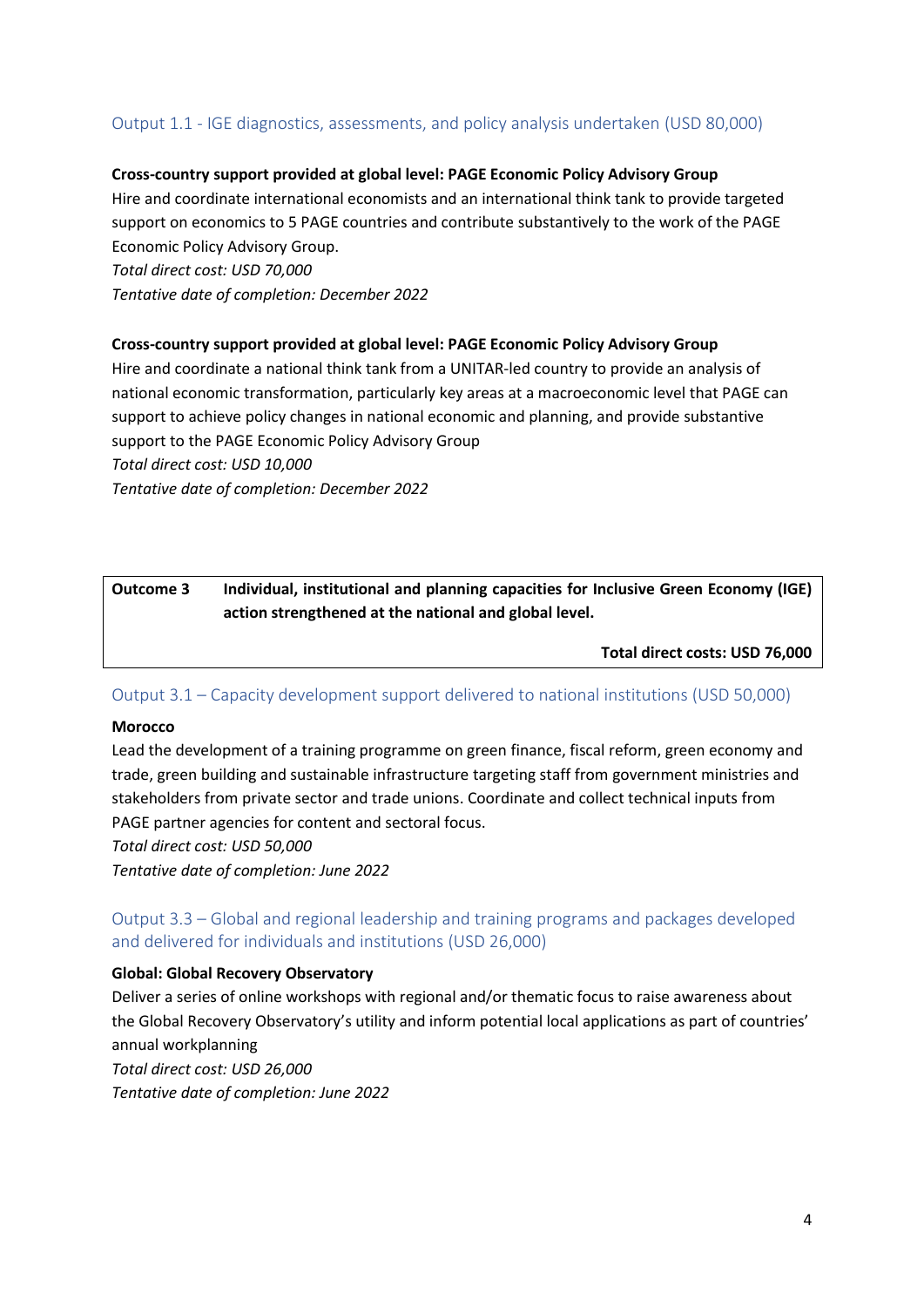### Output 1.1 - IGE diagnostics, assessments, and policy analysis undertaken (USD 80,000)

**Cross-country support provided at global level: PAGE Economic Policy Advisory Group**

Hire and coordinate international economists and an international think tank to provide targeted support on economics to 5 PAGE countries and contribute substantively to the work of the PAGE Economic Policy Advisory Group.

*Total direct cost: USD 70,000*

*Tentative date of completion: December 2022*

**Cross-country support provided at global level: PAGE Economic Policy Advisory Group**

Hire and coordinate a national think tank from a UNITAR-led country to provide an analysis of national economic transformation, particularly key areas at a macroeconomic level that PAGE can support to achieve policy changes in national economic and planning, and provide substantive support to the PAGE Economic Policy Advisory Group

*Total direct cost: USD 10,000*

*Tentative date of completion: December 2022*

| **Outcome 3** | **Individual, institutional and planning capacities for Inclusive Green Economy (IGE) action strengthened at the national and global level.** |
|---|---|
| | **Total direct costs: USD 76,000** |

### Output 3.1 – Capacity development support delivered to national institutions (USD 50,000)

**Morocco**

Lead the development of a training programme on green finance, fiscal reform, green economy and trade, green building and sustainable infrastructure targeting staff from government ministries and stakeholders from private sector and trade unions. Coordinate and collect technical inputs from PAGE partner agencies for content and sectoral focus.

*Total direct cost: USD 50,000*

*Tentative date of completion: June 2022*

### Output 3.3 – Global and regional leadership and training programs and packages developed and delivered for individuals and institutions (USD 26,000)

**Global: Global Recovery Observatory**

Deliver a series of online workshops with regional and/or thematic focus to raise awareness about the Global Recovery Observatory's utility and inform potential local applications as part of countries' annual workplanning

*Total direct cost: USD 26,000*

*Tentative date of completion: June 2022*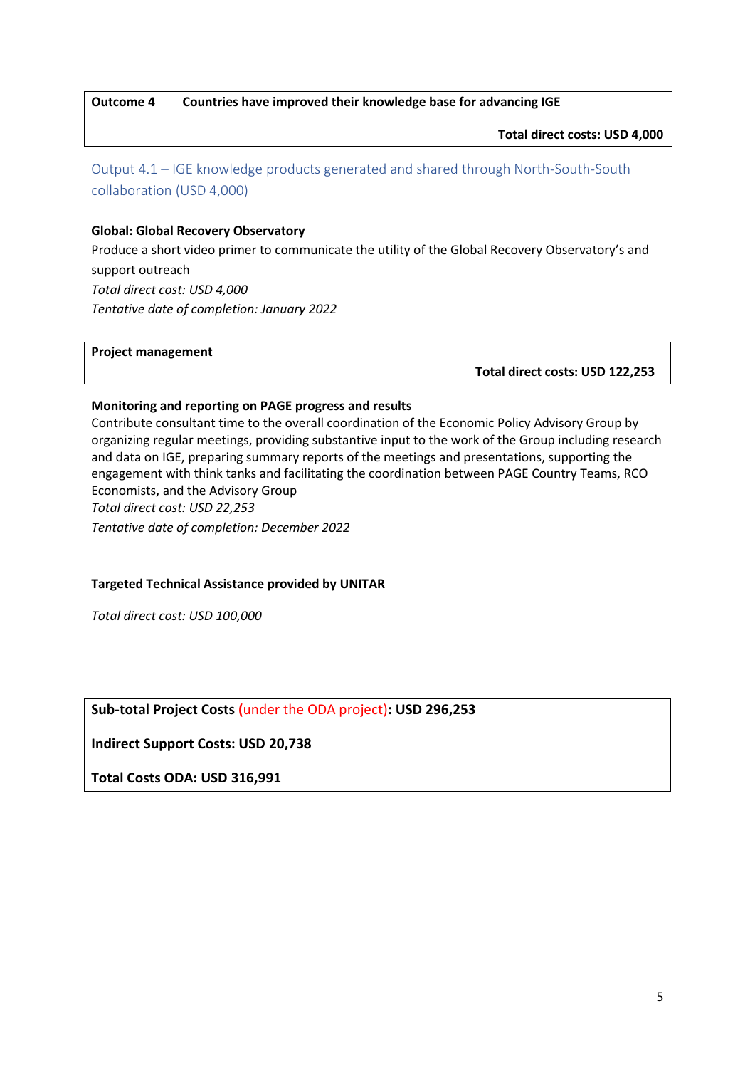| **Outcome 4** | **Countries have improved their knowledge base for advancing IGE** |
|---|---|
| | **Total direct costs: USD 4,000** |

### Output 4.1 – IGE knowledge products generated and shared through North-South-South collaboration (USD 4,000)

**Global: Global Recovery Observatory**

Produce a short video primer to communicate the utility of the Global Recovery Observatory's and support outreach

*Total direct cost: USD 4,000*

*Tentative date of completion: January 2022*

| **Project management** |
|---|
| **Total direct costs: USD 122,253** |

**Monitoring and reporting on PAGE progress and results**

Contribute consultant time to the overall coordination of the Economic Policy Advisory Group by organizing regular meetings, providing substantive input to the work of the Group including research and data on IGE, preparing summary reports of the meetings and presentations, supporting the engagement with think tanks and facilitating the coordination between PAGE Country Teams, RCO Economists, and the Advisory Group

*Total direct cost: USD 22,253*

*Tentative date of completion: December 2022*

**Targeted Technical Assistance provided by UNITAR**

*Total direct cost: USD 100,000*

| **Sub-total Project Costs (under the ODA project): USD 296,253** |
|---|
| **Indirect Support Costs: USD 20,738** |
| **Total Costs ODA: USD 316,991** |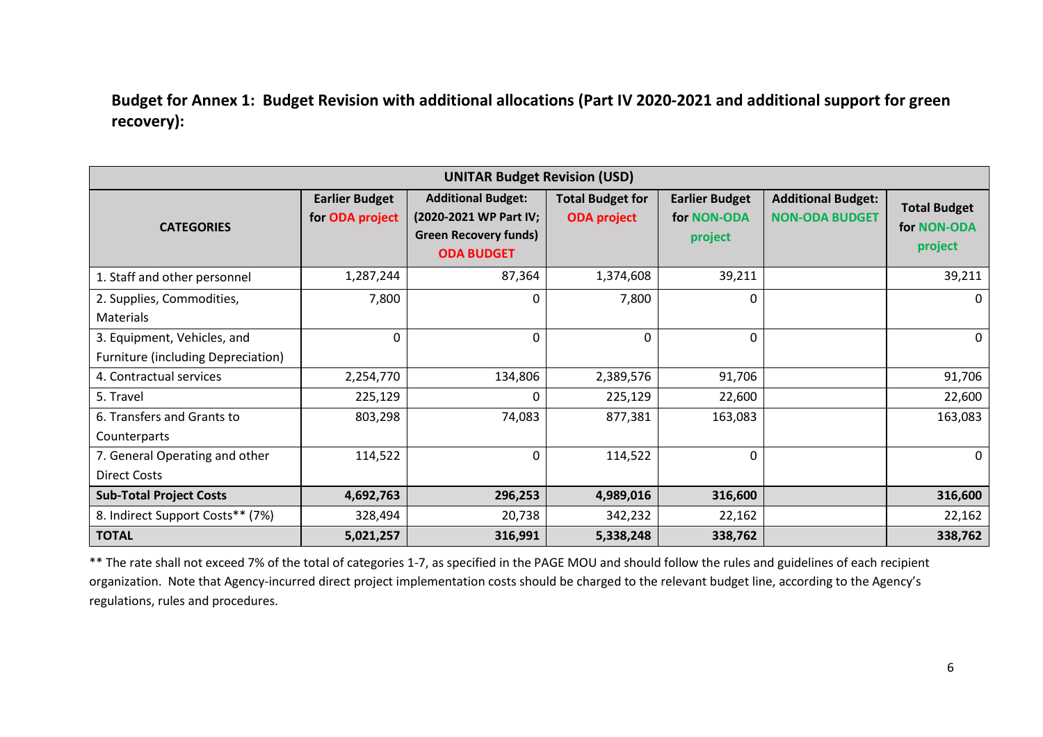**Budget for Annex 1: Budget Revision with additional allocations (Part IV 2020-2021 and additional support for green recovery):**

| UNITAR Budget Revision (USD) | | | | | | |
|---|---|---|---|---|---|---|
| **CATEGORIES** | **Earlier Budget for ODA project** | **Additional Budget: (2020-2021 WP Part IV; Green Recovery funds) ODA BUDGET** | **Total Budget for ODA project** | **Earlier Budget for NON-ODA project** | **Additional Budget: NON-ODA BUDGET** | **Total Budget for NON-ODA project** |
| 1. Staff and other personnel | 1,287,244 | 87,364 | 1,374,608 | 39,211 | | 39,211 |
| 2. Supplies, Commodities, Materials | 7,800 | 0 | 7,800 | 0 | | 0 |
| 3. Equipment, Vehicles, and Furniture (including Depreciation) | 0 | 0 | 0 | 0 | | 0 |
| 4. Contractual services | 2,254,770 | 134,806 | 2,389,576 | 91,706 | | 91,706 |
| 5. Travel | 225,129 | 0 | 225,129 | 22,600 | | 22,600 |
| 6. Transfers and Grants to Counterparts | 803,298 | 74,083 | 877,381 | 163,083 | | 163,083 |
| 7. General Operating and other Direct Costs | 114,522 | 0 | 114,522 | 0 | | 0 |
| **Sub-Total Project Costs** | **4,692,763** | **296,253** | **4,989,016** | **316,600** | | **316,600** |
| 8. Indirect Support Costs** (7%) | 328,494 | 20,738 | 342,232 | 22,162 | | 22,162 |
| **TOTAL** | **5,021,257** | **316,991** | **5,338,248** | **338,762** | | **338,762** |

** The rate shall not exceed 7% of the total of categories 1-7, as specified in the PAGE MOU and should follow the rules and guidelines of each recipient organization. Note that Agency-incurred direct project implementation costs should be charged to the relevant budget line, according to the Agency's regulations, rules and procedures.